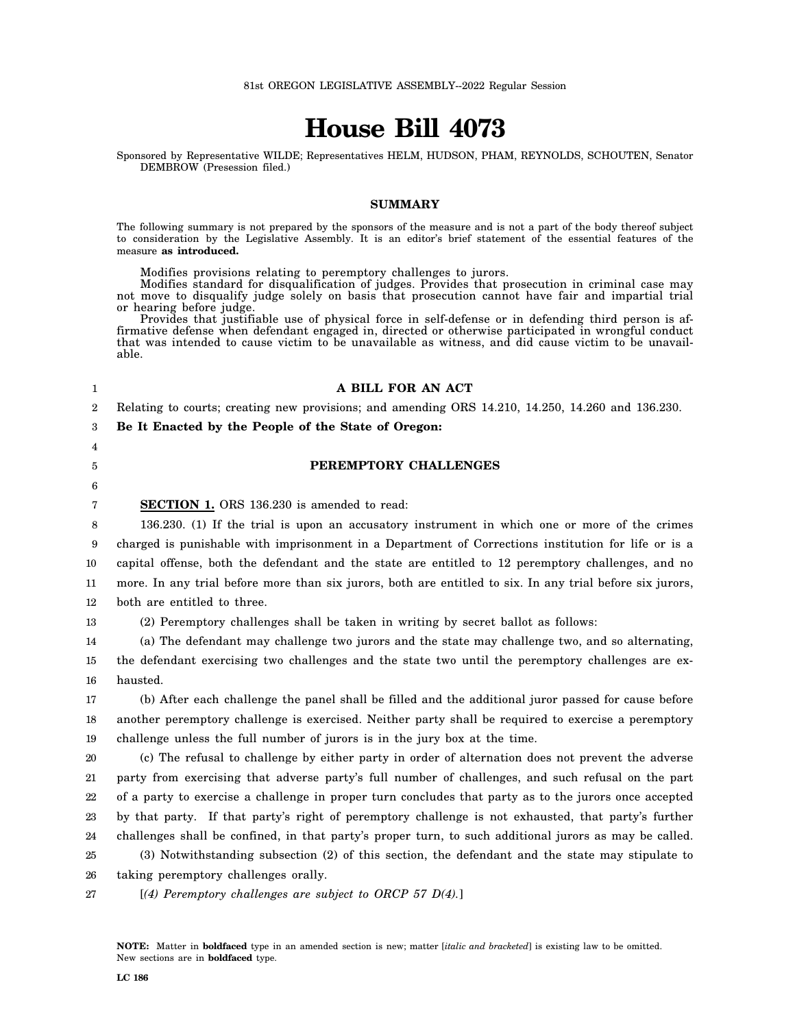81st OREGON LEGISLATIVE ASSEMBLY--2022 Regular Session

# House Bill 4073

Sponsored by Representative WILDE; Representatives HELM, HUDSON, PHAM, REYNOLDS, SCHOUTEN, Senator DEMBROW (Presession filed.)

## SUMMARY

The following summary is not prepared by the sponsors of the measure and is not a part of the body thereof subject to consideration by the Legislative Assembly. It is an editor's brief statement of the essential features of the measure **as introduced.**

Modifies provisions relating to peremptory challenges to jurors.

Modifies standard for disqualification of judges. Provides that prosecution in criminal case may not move to disqualify judge solely on basis that prosecution cannot have fair and impartial trial or hearing before judge.

Provides that justifiable use of physical force in self-defense or in defending third person is affirmative defense when defendant engaged in, directed or otherwise participated in wrongful conduct that was intended to cause victim to be unavailable as witness, and did cause victim to be unavailable.

**A BILL FOR AN ACT**

Relating to courts; creating new provisions; and amending ORS 14.210, 14.250, 14.260 and 136.230.

**Be It Enacted by the People of the State of Oregon:**

**PEREMPTORY CHALLENGES**

**SECTION 1.** ORS 136.230 is amended to read:

136.230. (1) If the trial is upon an accusatory instrument in which one or more of the crimes charged is punishable with imprisonment in a Department of Corrections institution for life or is a capital offense, both the defendant and the state are entitled to 12 peremptory challenges, and no more. In any trial before more than six jurors, both are entitled to six. In any trial before six jurors, both are entitled to three.

(2) Peremptory challenges shall be taken in writing by secret ballot as follows:

(a) The defendant may challenge two jurors and the state may challenge two, and so alternating, the defendant exercising two challenges and the state two until the peremptory challenges are exhausted.

(b) After each challenge the panel shall be filled and the additional juror passed for cause before another peremptory challenge is exercised. Neither party shall be required to exercise a peremptory challenge unless the full number of jurors is in the jury box at the time.

(c) The refusal to challenge by either party in order of alternation does not prevent the adverse party from exercising that adverse party's full number of challenges, and such refusal on the part of a party to exercise a challenge in proper turn concludes that party as to the jurors once accepted by that party. If that party's right of peremptory challenge is not exhausted, that party's further challenges shall be confined, in that party's proper turn, to such additional jurors as may be called.

(3) Notwithstanding subsection (2) of this section, the defendant and the state may stipulate to taking peremptory challenges orally.

[*(4) Peremptory challenges are subject to ORCP 57 D(4).*]

**NOTE:** Matter in **boldfaced** type in an amended section is new; matter [*italic and bracketed*] is existing law to be omitted. New sections are in **boldfaced** type.

**LC 186**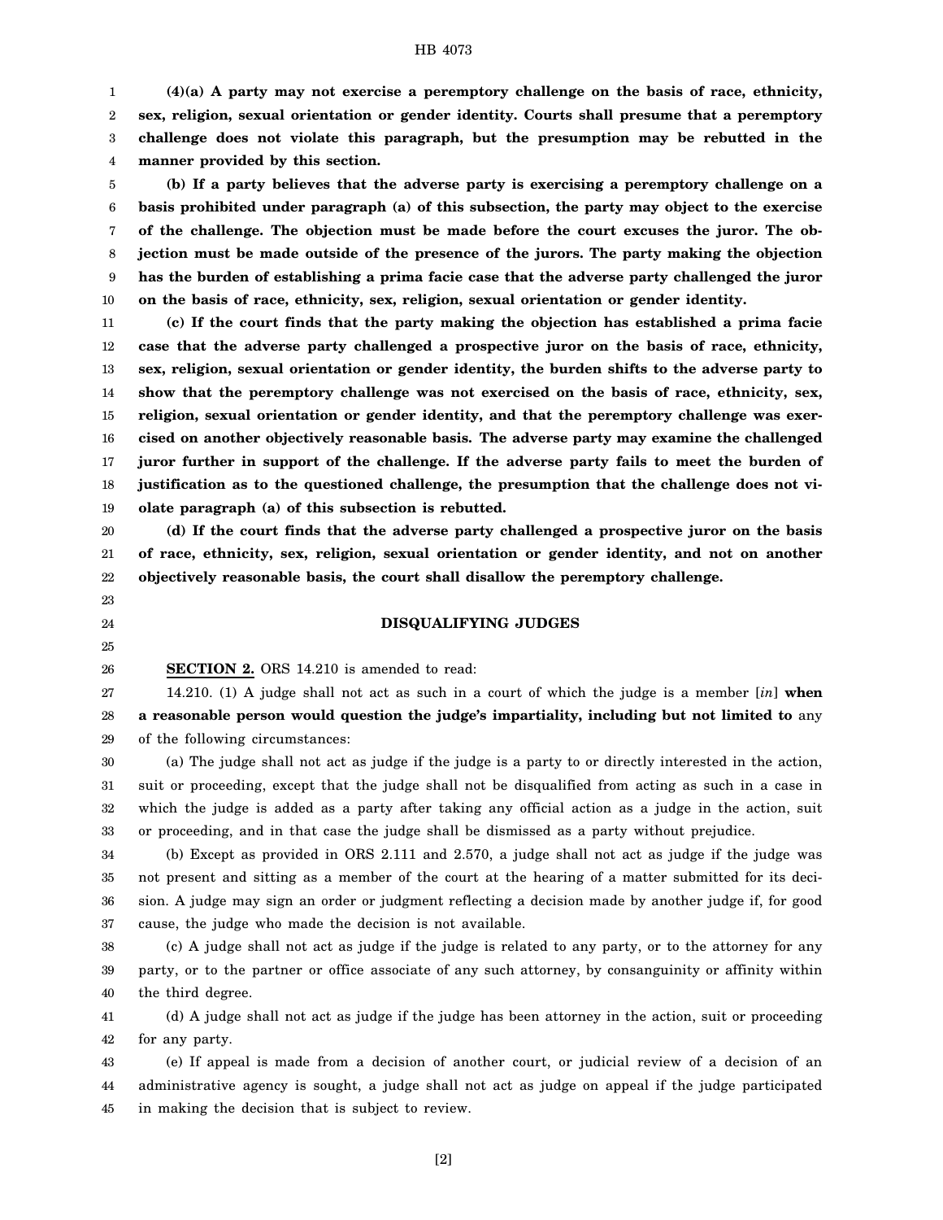**(4)(a) A party may not exercise a peremptory challenge on the basis of race, ethnicity, sex, religion, sexual orientation or gender identity. Courts shall presume that a peremptory challenge does not violate this paragraph, but the presumption may be rebutted in the manner provided by this section.**

**(b) If a party believes that the adverse party is exercising a peremptory challenge on a basis prohibited under paragraph (a) of this subsection, the party may object to the exercise of the challenge. The objection must be made before the court excuses the juror. The objection must be made outside of the presence of the jurors. The party making the objection has the burden of establishing a prima facie case that the adverse party challenged the juror on the basis of race, ethnicity, sex, religion, sexual orientation or gender identity.**

**(c) If the court finds that the party making the objection has established a prima facie case that the adverse party challenged a prospective juror on the basis of race, ethnicity, sex, religion, sexual orientation or gender identity, the burden shifts to the adverse party to show that the peremptory challenge was not exercised on the basis of race, ethnicity, sex, religion, sexual orientation or gender identity, and that the peremptory challenge was exercised on another objectively reasonable basis. The adverse party may examine the challenged juror further in support of the challenge. If the adverse party fails to meet the burden of justification as to the questioned challenge, the presumption that the challenge does not violate paragraph (a) of this subsection is rebutted.**

**(d) If the court finds that the adverse party challenged a prospective juror on the basis of race, ethnicity, sex, religion, sexual orientation or gender identity, and not on another objectively reasonable basis, the court shall disallow the peremptory challenge.**

## DISQUALIFYING JUDGES

**SECTION 2.** ORS 14.210 is amended to read:

14.210. (1) A judge shall not act as such in a court of which the judge is a member [*in*] **when a reasonable person would question the judge's impartiality, including but not limited to** any of the following circumstances:

(a) The judge shall not act as judge if the judge is a party to or directly interested in the action, suit or proceeding, except that the judge shall not be disqualified from acting as such in a case in which the judge is added as a party after taking any official action as a judge in the action, suit or proceeding, and in that case the judge shall be dismissed as a party without prejudice.

(b) Except as provided in ORS 2.111 and 2.570, a judge shall not act as judge if the judge was not present and sitting as a member of the court at the hearing of a matter submitted for its decision. A judge may sign an order or judgment reflecting a decision made by another judge if, for good cause, the judge who made the decision is not available.

(c) A judge shall not act as judge if the judge is related to any party, or to the attorney for any party, or to the partner or office associate of any such attorney, by consanguinity or affinity within the third degree.

(d) A judge shall not act as judge if the judge has been attorney in the action, suit or proceeding for any party.

(e) If appeal is made from a decision of another court, or judicial review of a decision of an administrative agency is sought, a judge shall not act as judge on appeal if the judge participated in making the decision that is subject to review.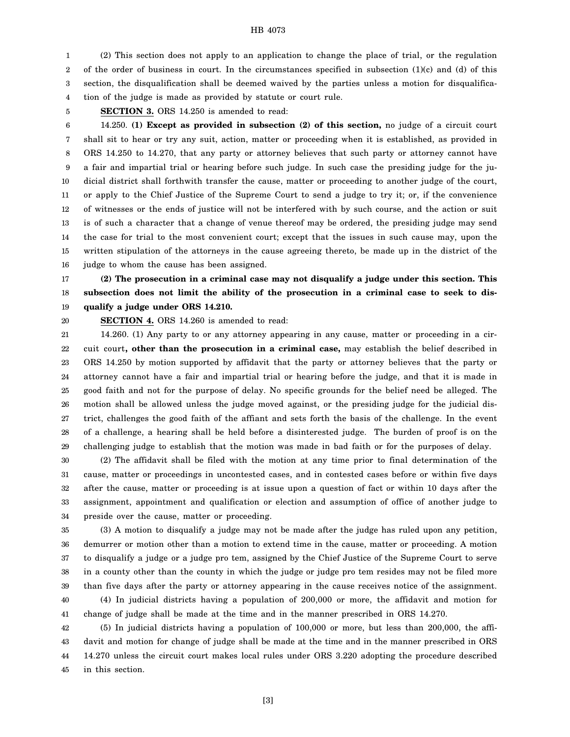(2) This section does not apply to an application to change the place of trial, or the regulation of the order of business in court. In the circumstances specified in subsection (1)(c) and (d) of this section, the disqualification shall be deemed waived by the parties unless a motion for disqualification of the judge is made as provided by statute or court rule.

**SECTION 3.** ORS 14.250 is amended to read:

14.250. **(1) Except as provided in subsection (2) of this section,** no judge of a circuit court shall sit to hear or try any suit, action, matter or proceeding when it is established, as provided in ORS 14.250 to 14.270, that any party or attorney believes that such party or attorney cannot have a fair and impartial trial or hearing before such judge. In such case the presiding judge for the judicial district shall forthwith transfer the cause, matter or proceeding to another judge of the court, or apply to the Chief Justice of the Supreme Court to send a judge to try it; or, if the convenience of witnesses or the ends of justice will not be interfered with by such course, and the action or suit is of such a character that a change of venue thereof may be ordered, the presiding judge may send the case for trial to the most convenient court; except that the issues in such cause may, upon the written stipulation of the attorneys in the cause agreeing thereto, be made up in the district of the judge to whom the cause has been assigned.

**(2) The prosecution in a criminal case may not disqualify a judge under this section. This subsection does not limit the ability of the prosecution in a criminal case to seek to disqualify a judge under ORS 14.210.**

**SECTION 4.** ORS 14.260 is amended to read:

14.260. (1) Any party to or any attorney appearing in any cause, matter or proceeding in a circuit court**, other than the prosecution in a criminal case,** may establish the belief described in ORS 14.250 by motion supported by affidavit that the party or attorney believes that the party or attorney cannot have a fair and impartial trial or hearing before the judge, and that it is made in good faith and not for the purpose of delay. No specific grounds for the belief need be alleged. The motion shall be allowed unless the judge moved against, or the presiding judge for the judicial district, challenges the good faith of the affiant and sets forth the basis of the challenge. In the event of a challenge, a hearing shall be held before a disinterested judge. The burden of proof is on the challenging judge to establish that the motion was made in bad faith or for the purposes of delay.

(2) The affidavit shall be filed with the motion at any time prior to final determination of the cause, matter or proceedings in uncontested cases, and in contested cases before or within five days after the cause, matter or proceeding is at issue upon a question of fact or within 10 days after the assignment, appointment and qualification or election and assumption of office of another judge to preside over the cause, matter or proceeding.

(3) A motion to disqualify a judge may not be made after the judge has ruled upon any petition, demurrer or motion other than a motion to extend time in the cause, matter or proceeding. A motion to disqualify a judge or a judge pro tem, assigned by the Chief Justice of the Supreme Court to serve in a county other than the county in which the judge or judge pro tem resides may not be filed more than five days after the party or attorney appearing in the cause receives notice of the assignment.

(4) In judicial districts having a population of 200,000 or more, the affidavit and motion for change of judge shall be made at the time and in the manner prescribed in ORS 14.270.

(5) In judicial districts having a population of 100,000 or more, but less than 200,000, the affidavit and motion for change of judge shall be made at the time and in the manner prescribed in ORS 14.270 unless the circuit court makes local rules under ORS 3.220 adopting the procedure described in this section.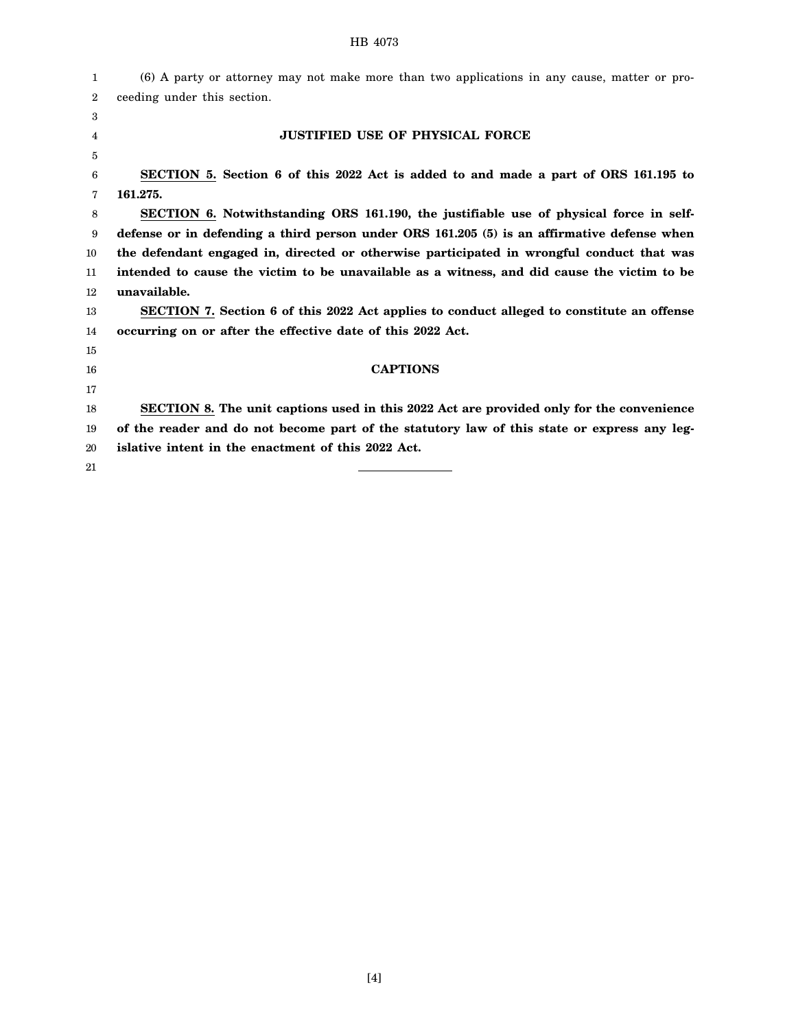(6) A party or attorney may not make more than two applications in any cause, matter or proceeding under this section.

## JUSTIFIED USE OF PHYSICAL FORCE

**SECTION 5. Section 6 of this 2022 Act is added to and made a part of ORS 161.195 to 161.275.**

**SECTION 6. Notwithstanding ORS 161.190, the justifiable use of physical force in self-defense or in defending a third person under ORS 161.205 (5) is an affirmative defense when the defendant engaged in, directed or otherwise participated in wrongful conduct that was intended to cause the victim to be unavailable as a witness, and did cause the victim to be unavailable.**

**SECTION 7. Section 6 of this 2022 Act applies to conduct alleged to constitute an offense occurring on or after the effective date of this 2022 Act.**

## CAPTIONS

**SECTION 8. The unit captions used in this 2022 Act are provided only for the convenience of the reader and do not become part of the statutory law of this state or express any legislative intent in the enactment of this 2022 Act.**